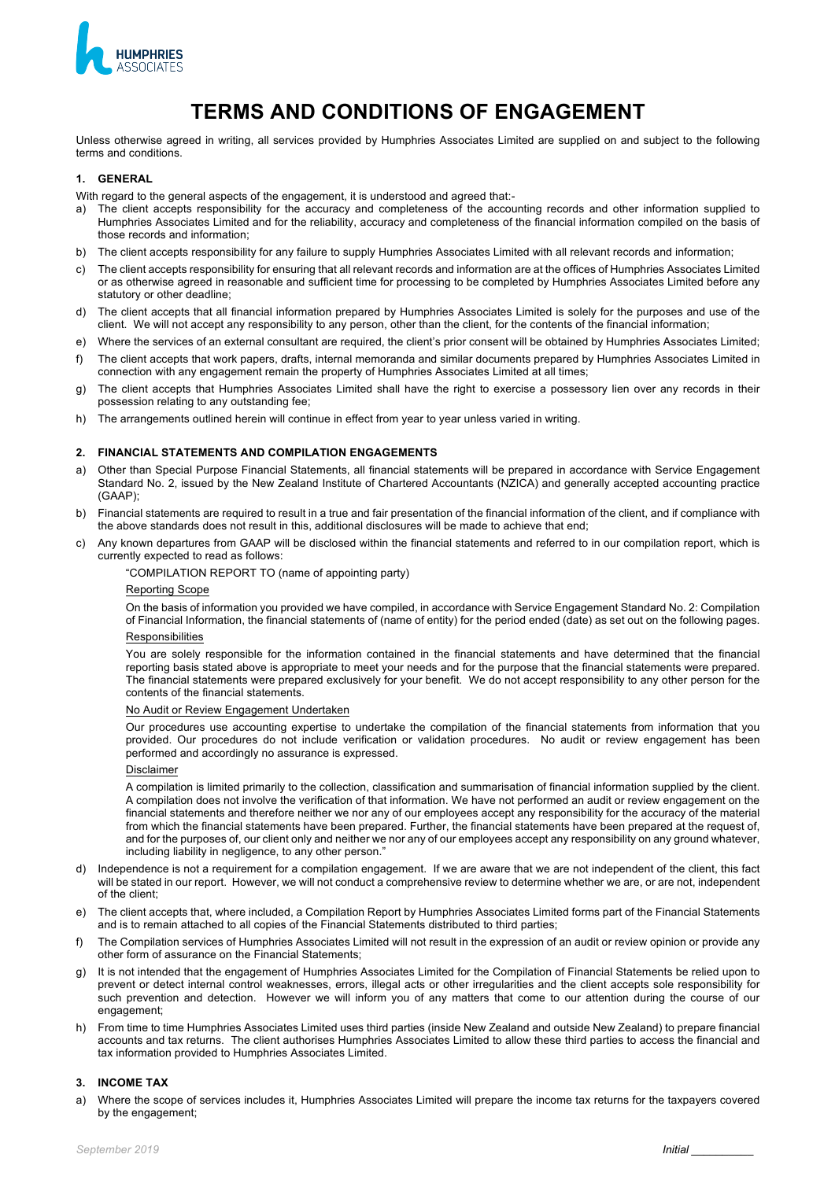# TERMS AND CONDITIONS OF ENGAGEMENT

Unless otherwise agreed in writing, all services provided by Humphries Associates Limited are supplied on and subject to the following terms and conditions.

## 1. GENERAL

With regard to the general aspects of the engagement, it is understood and agreed that:-

a) The client accepts responsibility for the accuracy and completeness of the accounting records and other information supplied to Humphries Associates Limited and for the reliability, accuracy and completeness of the financial information compiled on the basis of those records and information;

b) The client accepts responsibility for any failure to supply Humphries Associates Limited with all relevant records and information;

c) The client accepts responsibility for ensuring that all relevant records and information are at the offices of Humphries Associates Limited or as otherwise agreed in reasonable and sufficient time for processing to be completed by Humphries Associates Limited before any statutory or other deadline;

d) The client accepts that all financial information prepared by Humphries Associates Limited is solely for the purposes and use of the client. We will not accept any responsibility to any person, other than the client, for the contents of the financial information;

e) Where the services of an external consultant are required, the client's prior consent will be obtained by Humphries Associates Limited;

f) The client accepts that work papers, drafts, internal memoranda and similar documents prepared by Humphries Associates Limited in connection with any engagement remain the property of Humphries Associates Limited at all times;

g) The client accepts that Humphries Associates Limited shall have the right to exercise a possessory lien over any records in their possession relating to any outstanding fee;

h) The arrangements outlined herein will continue in effect from year to year unless varied in writing.

## 2. FINANCIAL STATEMENTS AND COMPILATION ENGAGEMENTS

a) Other than Special Purpose Financial Statements, all financial statements will be prepared in accordance with Service Engagement Standard No. 2, issued by the New Zealand Institute of Chartered Accountants (NZICA) and generally accepted accounting practice (GAAP);

b) Financial statements are required to result in a true and fair presentation of the financial information of the client, and if compliance with the above standards does not result in this, additional disclosures will be made to achieve that end;

c) Any known departures from GAAP will be disclosed within the financial statements and referred to in our compilation report, which is currently expected to read as follows:

   "COMPILATION REPORT TO (name of appointing party)

   Reporting Scope

   On the basis of information you provided we have compiled, in accordance with Service Engagement Standard No. 2: Compilation of Financial Information, the financial statements of (name of entity) for the period ended (date) as set out on the following pages.

   Responsibilities

   You are solely responsible for the information contained in the financial statements and have determined that the financial reporting basis stated above is appropriate to meet your needs and for the purpose that the financial statements were prepared. The financial statements were prepared exclusively for your benefit. We do not accept responsibility to any other person for the contents of the financial statements.

   No Audit or Review Engagement Undertaken

   Our procedures use accounting expertise to undertake the compilation of the financial statements from information that you provided. Our procedures do not include verification or validation procedures. No audit or review engagement has been performed and accordingly no assurance is expressed.

   Disclaimer

   A compilation is limited primarily to the collection, classification and summarisation of financial information supplied by the client. A compilation does not involve the verification of that information. We have not performed an audit or review engagement on the financial statements and therefore neither we nor any of our employees accept any responsibility for the accuracy of the material from which the financial statements have been prepared. Further, the financial statements have been prepared at the request of, and for the purposes of, our client only and neither we nor any of our employees accept any responsibility on any ground whatever, including liability in negligence, to any other person."

d) Independence is not a requirement for a compilation engagement. If we are aware that we are not independent of the client, this fact will be stated in our report. However, we will not conduct a comprehensive review to determine whether we are, or are not, independent of the client;

e) The client accepts that, where included, a Compilation Report by Humphries Associates Limited forms part of the Financial Statements and is to remain attached to all copies of the Financial Statements distributed to third parties;

f) The Compilation services of Humphries Associates Limited will not result in the expression of an audit or review opinion or provide any other form of assurance on the Financial Statements;

g) It is not intended that the engagement of Humphries Associates Limited for the Compilation of Financial Statements be relied upon to prevent or detect internal control weaknesses, errors, illegal acts or other irregularities and the client accepts sole responsibility for such prevention and detection. However we will inform you of any matters that come to our attention during the course of our engagement;

h) From time to time Humphries Associates Limited uses third parties (inside New Zealand and outside New Zealand) to prepare financial accounts and tax returns. The client authorises Humphries Associates Limited to allow these third parties to access the financial and tax information provided to Humphries Associates Limited.

## 3. INCOME TAX

a) Where the scope of services includes it, Humphries Associates Limited will prepare the income tax returns for the taxpayers covered by the engagement;

*September 2019* *Initial \_\_\_\_\_\_\_\_\_\_*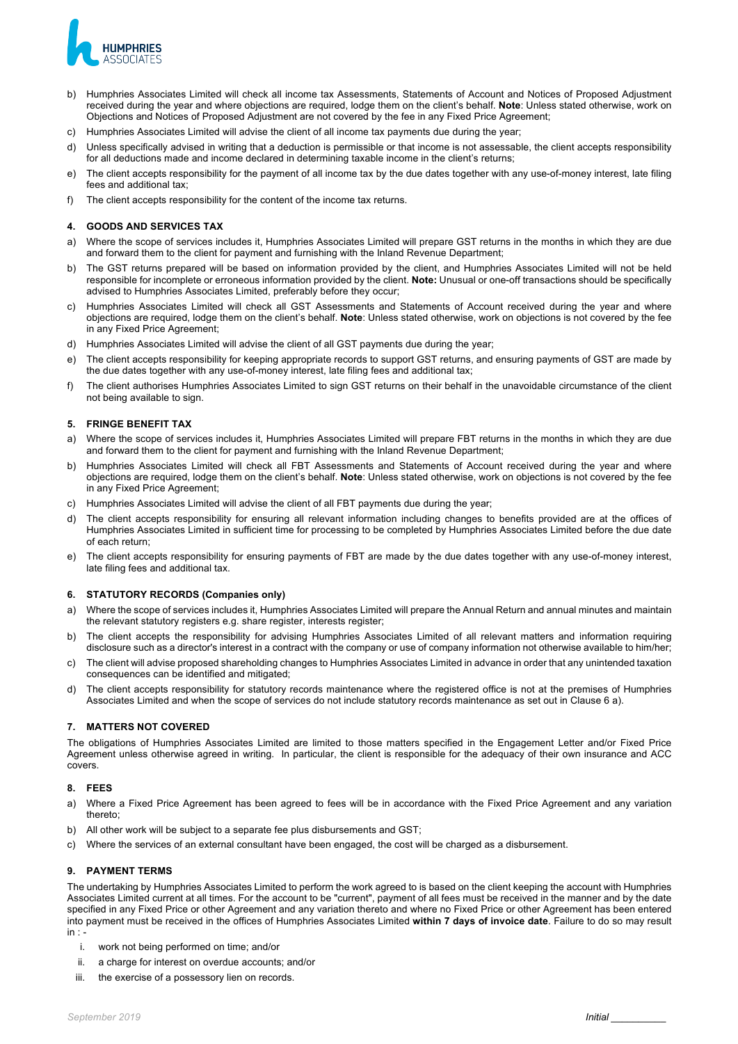b) Humphries Associates Limited will check all income tax Assessments, Statements of Account and Notices of Proposed Adjustment received during the year and where objections are required, lodge them on the client's behalf. **Note**: Unless stated otherwise, work on Objections and Notices of Proposed Adjustment are not covered by the fee in any Fixed Price Agreement;

c) Humphries Associates Limited will advise the client of all income tax payments due during the year;

d) Unless specifically advised in writing that a deduction is permissible or that income is not assessable, the client accepts responsibility for all deductions made and income declared in determining taxable income in the client's returns;

e) The client accepts responsibility for the payment of all income tax by the due dates together with any use-of-money interest, late filing fees and additional tax;

f) The client accepts responsibility for the content of the income tax returns.

#### 4. GOODS AND SERVICES TAX

a) Where the scope of services includes it, Humphries Associates Limited will prepare GST returns in the months in which they are due and forward them to the client for payment and furnishing with the Inland Revenue Department;

b) The GST returns prepared will be based on information provided by the client, and Humphries Associates Limited will not be held responsible for incomplete or erroneous information provided by the client. **Note:** Unusual or one-off transactions should be specifically advised to Humphries Associates Limited, preferably before they occur;

c) Humphries Associates Limited will check all GST Assessments and Statements of Account received during the year and where objections are required, lodge them on the client's behalf. **Note**: Unless stated otherwise, work on objections is not covered by the fee in any Fixed Price Agreement;

d) Humphries Associates Limited will advise the client of all GST payments due during the year;

e) The client accepts responsibility for keeping appropriate records to support GST returns, and ensuring payments of GST are made by the due dates together with any use-of-money interest, late filing fees and additional tax;

f) The client authorises Humphries Associates Limited to sign GST returns on their behalf in the unavoidable circumstance of the client not being available to sign.

#### 5. FRINGE BENEFIT TAX

a) Where the scope of services includes it, Humphries Associates Limited will prepare FBT returns in the months in which they are due and forward them to the client for payment and furnishing with the Inland Revenue Department;

b) Humphries Associates Limited will check all FBT Assessments and Statements of Account received during the year and where objections are required, lodge them on the client's behalf. **Note**: Unless stated otherwise, work on objections is not covered by the fee in any Fixed Price Agreement;

c) Humphries Associates Limited will advise the client of all FBT payments due during the year;

d) The client accepts responsibility for ensuring all relevant information including changes to benefits provided are at the offices of Humphries Associates Limited in sufficient time for processing to be completed by Humphries Associates Limited before the due date of each return;

e) The client accepts responsibility for ensuring payments of FBT are made by the due dates together with any use-of-money interest, late filing fees and additional tax.

#### 6. STATUTORY RECORDS (Companies only)

a) Where the scope of services includes it, Humphries Associates Limited will prepare the Annual Return and annual minutes and maintain the relevant statutory registers e.g. share register, interests register;

b) The client accepts the responsibility for advising Humphries Associates Limited of all relevant matters and information requiring disclosure such as a director's interest in a contract with the company or use of company information not otherwise available to him/her;

c) The client will advise proposed shareholding changes to Humphries Associates Limited in advance in order that any unintended taxation consequences can be identified and mitigated;

d) The client accepts responsibility for statutory records maintenance where the registered office is not at the premises of Humphries Associates Limited and when the scope of services do not include statutory records maintenance as set out in Clause 6 a).

#### 7. MATTERS NOT COVERED

The obligations of Humphries Associates Limited are limited to those matters specified in the Engagement Letter and/or Fixed Price Agreement unless otherwise agreed in writing. In particular, the client is responsible for the adequacy of their own insurance and ACC covers.

#### 8. FEES

a) Where a Fixed Price Agreement has been agreed to fees will be in accordance with the Fixed Price Agreement and any variation thereto;

b) All other work will be subject to a separate fee plus disbursements and GST;

c) Where the services of an external consultant have been engaged, the cost will be charged as a disbursement.

#### 9. PAYMENT TERMS

The undertaking by Humphries Associates Limited to perform the work agreed to is based on the client keeping the account with Humphries Associates Limited current at all times. For the account to be "current", payment of all fees must be received in the manner and by the date specified in any Fixed Price or other Agreement and any variation thereto and where no Fixed Price or other Agreement has been entered into payment must be received in the offices of Humphries Associates Limited **within 7 days of invoice date**. Failure to do so may result in : -

i. work not being performed on time; and/or
ii. a charge for interest on overdue accounts; and/or
iii. the exercise of a possessory lien on records.

*Initial* __________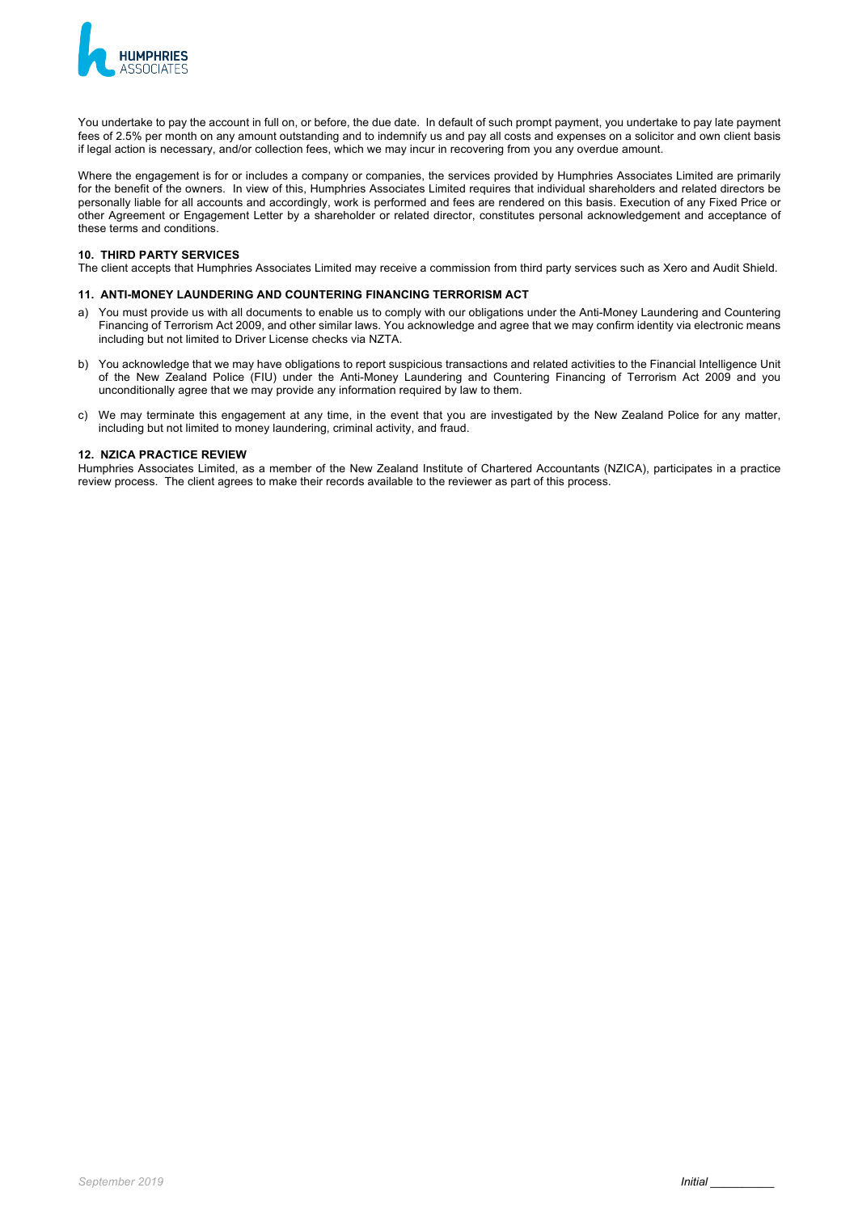You undertake to pay the account in full on, or before, the due date. In default of such prompt payment, you undertake to pay late payment fees of 2.5% per month on any amount outstanding and to indemnify us and pay all costs and expenses on a solicitor and own client basis if legal action is necessary, and/or collection fees, which we may incur in recovering from you any overdue amount.

Where the engagement is for or includes a company or companies, the services provided by Humphries Associates Limited are primarily for the benefit of the owners. In view of this, Humphries Associates Limited requires that individual shareholders and related directors be personally liable for all accounts and accordingly, work is performed and fees are rendered on this basis. Execution of any Fixed Price or other Agreement or Engagement Letter by a shareholder or related director, constitutes personal acknowledgement and acceptance of these terms and conditions.

**10. THIRD PARTY SERVICES**

The client accepts that Humphries Associates Limited may receive a commission from third party services such as Xero and Audit Shield.

**11. ANTI-MONEY LAUNDERING AND COUNTERING FINANCING TERRORISM ACT**

a) You must provide us with all documents to enable us to comply with our obligations under the Anti-Money Laundering and Countering Financing of Terrorism Act 2009, and other similar laws. You acknowledge and agree that we may confirm identity via electronic means including but not limited to Driver License checks via NZTA.

b) You acknowledge that we may have obligations to report suspicious transactions and related activities to the Financial Intelligence Unit of the New Zealand Police (FIU) under the Anti-Money Laundering and Countering Financing of Terrorism Act 2009 and you unconditionally agree that we may provide any information required by law to them.

c) We may terminate this engagement at any time, in the event that you are investigated by the New Zealand Police for any matter, including but not limited to money laundering, criminal activity, and fraud.

**12. NZICA PRACTICE REVIEW**

Humphries Associates Limited, as a member of the New Zealand Institute of Chartered Accountants (NZICA), participates in a practice review process. The client agrees to make their records available to the reviewer as part of this process.

*Initial* __________